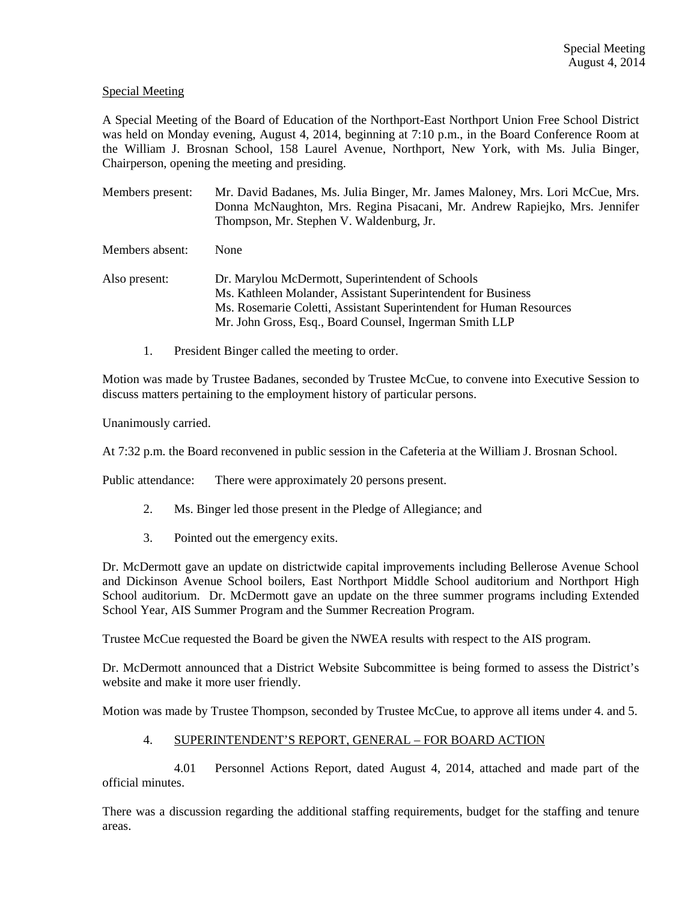Special Meeting
August 4, 2014

Special Meeting

A Special Meeting of the Board of Education of the Northport-East Northport Union Free School District was held on Monday evening, August 4, 2014, beginning at 7:10 p.m., in the Board Conference Room at the William J. Brosnan School, 158 Laurel Avenue, Northport, New York, with Ms. Julia Binger, Chairperson, opening the meeting and presiding.

Members present: Mr. David Badanes, Ms. Julia Binger, Mr. James Maloney, Mrs. Lori McCue, Mrs. Donna McNaughton, Mrs. Regina Pisacani, Mr. Andrew Rapiejko, Mrs. Jennifer Thompson, Mr. Stephen V. Waldenburg, Jr.

Members absent: None

Also present: Dr. Marylou McDermott, Superintendent of Schools
Ms. Kathleen Molander, Assistant Superintendent for Business
Ms. Rosemarie Coletti, Assistant Superintendent for Human Resources
Mr. John Gross, Esq., Board Counsel, Ingerman Smith LLP

1. President Binger called the meeting to order.

Motion was made by Trustee Badanes, seconded by Trustee McCue, to convene into Executive Session to discuss matters pertaining to the employment history of particular persons.

Unanimously carried.

At 7:32 p.m. the Board reconvened in public session in the Cafeteria at the William J. Brosnan School.

Public attendance: There were approximately 20 persons present.

2. Ms. Binger led those present in the Pledge of Allegiance; and

3. Pointed out the emergency exits.

Dr. McDermott gave an update on districtwide capital improvements including Bellerose Avenue School and Dickinson Avenue School boilers, East Northport Middle School auditorium and Northport High School auditorium. Dr. McDermott gave an update on the three summer programs including Extended School Year, AIS Summer Program and the Summer Recreation Program.

Trustee McCue requested the Board be given the NWEA results with respect to the AIS program.

Dr. McDermott announced that a District Website Subcommittee is being formed to assess the District's website and make it more user friendly.

Motion was made by Trustee Thompson, seconded by Trustee McCue, to approve all items under 4. and 5.

4. SUPERINTENDENT'S REPORT, GENERAL – FOR BOARD ACTION

4.01 Personnel Actions Report, dated August 4, 2014, attached and made part of the official minutes.

There was a discussion regarding the additional staffing requirements, budget for the staffing and tenure areas.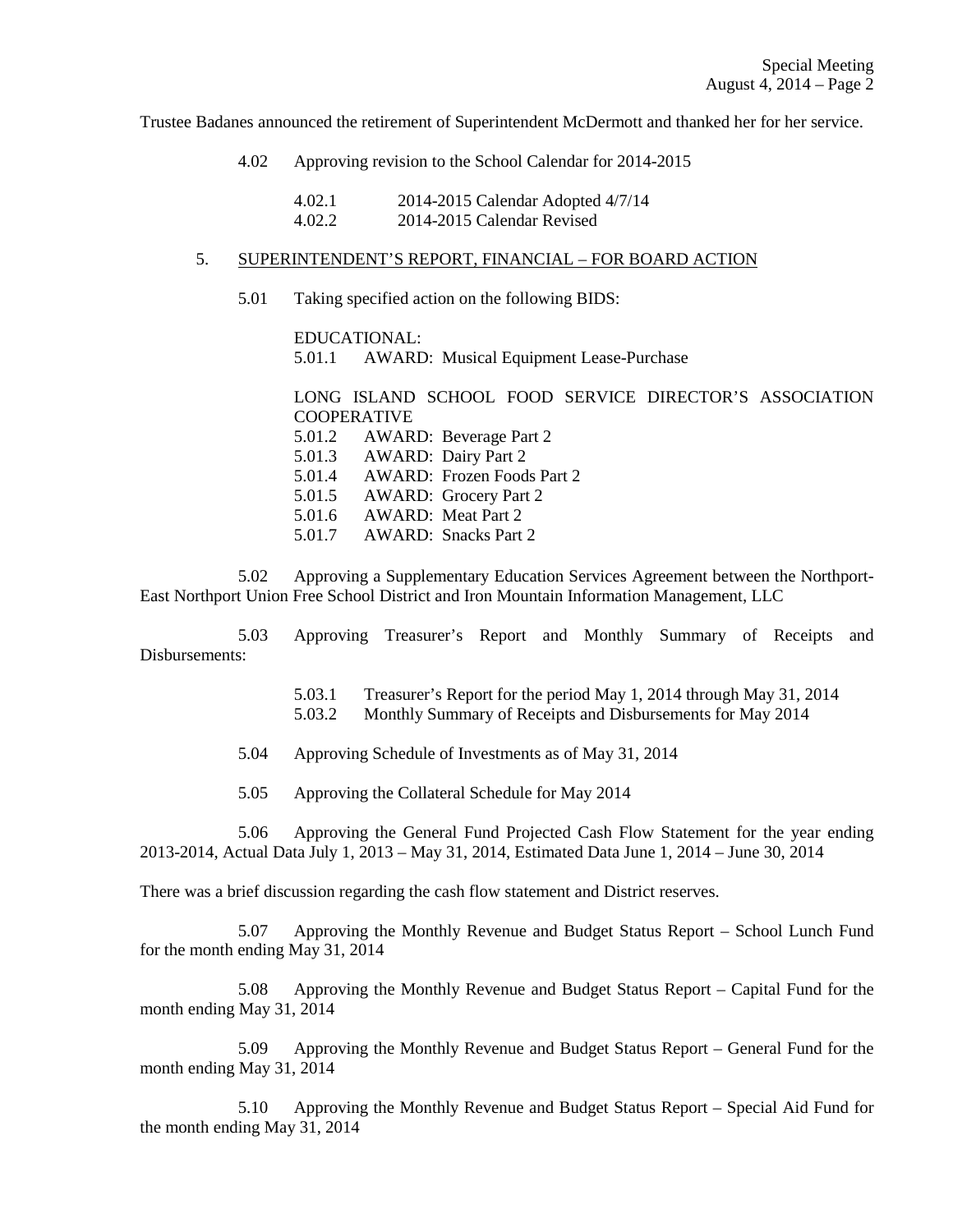Trustee Badanes announced the retirement of Superintendent McDermott and thanked her for her service.

4.02 Approving revision to the School Calendar for 2014-2015

4.02.1 2014-2015 Calendar Adopted 4/7/14
4.02.2 2014-2015 Calendar Revised

5. SUPERINTENDENT'S REPORT, FINANCIAL – FOR BOARD ACTION

5.01 Taking specified action on the following BIDS:

EDUCATIONAL:
5.01.1 AWARD: Musical Equipment Lease-Purchase

LONG ISLAND SCHOOL FOOD SERVICE DIRECTOR'S ASSOCIATION COOPERATIVE
5.01.2 AWARD: Beverage Part 2
5.01.3 AWARD: Dairy Part 2
5.01.4 AWARD: Frozen Foods Part 2
5.01.5 AWARD: Grocery Part 2
5.01.6 AWARD: Meat Part 2
5.01.7 AWARD: Snacks Part 2

5.02 Approving a Supplementary Education Services Agreement between the Northport-East Northport Union Free School District and Iron Mountain Information Management, LLC

5.03 Approving Treasurer's Report and Monthly Summary of Receipts and Disbursements:

5.03.1 Treasurer's Report for the period May 1, 2014 through May 31, 2014
5.03.2 Monthly Summary of Receipts and Disbursements for May 2014

5.04 Approving Schedule of Investments as of May 31, 2014

5.05 Approving the Collateral Schedule for May 2014

5.06 Approving the General Fund Projected Cash Flow Statement for the year ending 2013-2014, Actual Data July 1, 2013 – May 31, 2014, Estimated Data June 1, 2014 – June 30, 2014

There was a brief discussion regarding the cash flow statement and District reserves.

5.07 Approving the Monthly Revenue and Budget Status Report – School Lunch Fund for the month ending May 31, 2014

5.08 Approving the Monthly Revenue and Budget Status Report – Capital Fund for the month ending May 31, 2014

5.09 Approving the Monthly Revenue and Budget Status Report – General Fund for the month ending May 31, 2014

5.10 Approving the Monthly Revenue and Budget Status Report – Special Aid Fund for the month ending May 31, 2014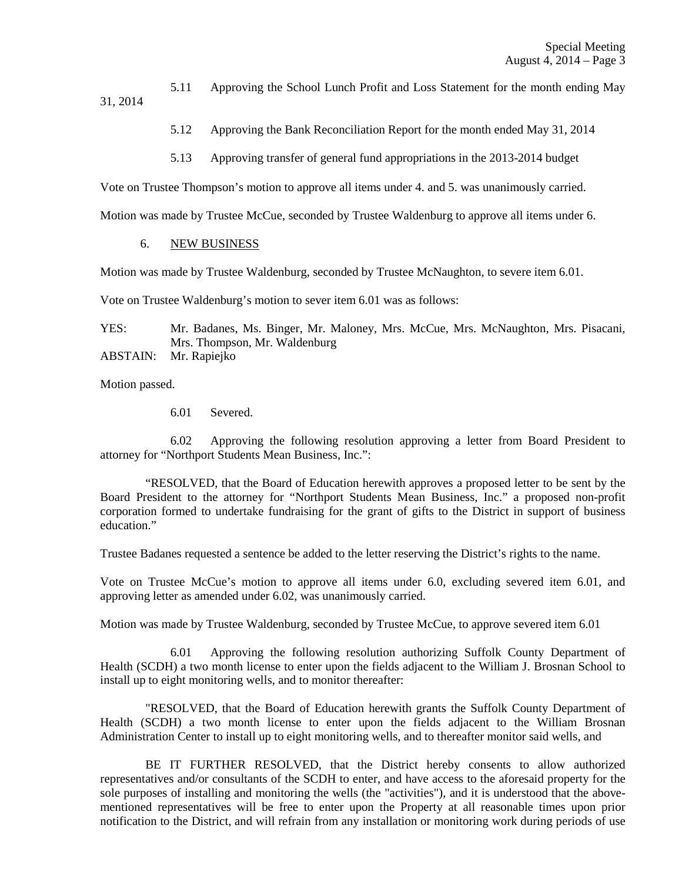5.11 Approving the School Lunch Profit and Loss Statement for the month ending May 31, 2014

5.12 Approving the Bank Reconciliation Report for the month ended May 31, 2014

5.13 Approving transfer of general fund appropriations in the 2013-2014 budget

Vote on Trustee Thompson's motion to approve all items under 4. and 5. was unanimously carried.

Motion was made by Trustee McCue, seconded by Trustee Waldenburg to approve all items under 6.

6. NEW BUSINESS

Motion was made by Trustee Waldenburg, seconded by Trustee McNaughton, to severe item 6.01.

Vote on Trustee Waldenburg's motion to sever item 6.01 was as follows:

YES: Mr. Badanes, Ms. Binger, Mr. Maloney, Mrs. McCue, Mrs. McNaughton, Mrs. Pisacani, Mrs. Thompson, Mr. Waldenburg
ABSTAIN: Mr. Rapiejko

Motion passed.

6.01 Severed.

6.02 Approving the following resolution approving a letter from Board President to attorney for "Northport Students Mean Business, Inc.":

"RESOLVED, that the Board of Education herewith approves a proposed letter to be sent by the Board President to the attorney for "Northport Students Mean Business, Inc." a proposed non-profit corporation formed to undertake fundraising for the grant of gifts to the District in support of business education."

Trustee Badanes requested a sentence be added to the letter reserving the District's rights to the name.

Vote on Trustee McCue's motion to approve all items under 6.0, excluding severed item 6.01, and approving letter as amended under 6.02, was unanimously carried.

Motion was made by Trustee Waldenburg, seconded by Trustee McCue, to approve severed item 6.01

6.01 Approving the following resolution authorizing Suffolk County Department of Health (SCDH) a two month license to enter upon the fields adjacent to the William J. Brosnan School to install up to eight monitoring wells, and to monitor thereafter:

"RESOLVED, that the Board of Education herewith grants the Suffolk County Department of Health (SCDH) a two month license to enter upon the fields adjacent to the William Brosnan Administration Center to install up to eight monitoring wells, and to thereafter monitor said wells, and

BE IT FURTHER RESOLVED, that the District hereby consents to allow authorized representatives and/or consultants of the SCDH to enter, and have access to the aforesaid property for the sole purposes of installing and monitoring the wells (the "activities"), and it is understood that the above-mentioned representatives will be free to enter upon the Property at all reasonable times upon prior notification to the District, and will refrain from any installation or monitoring work during periods of use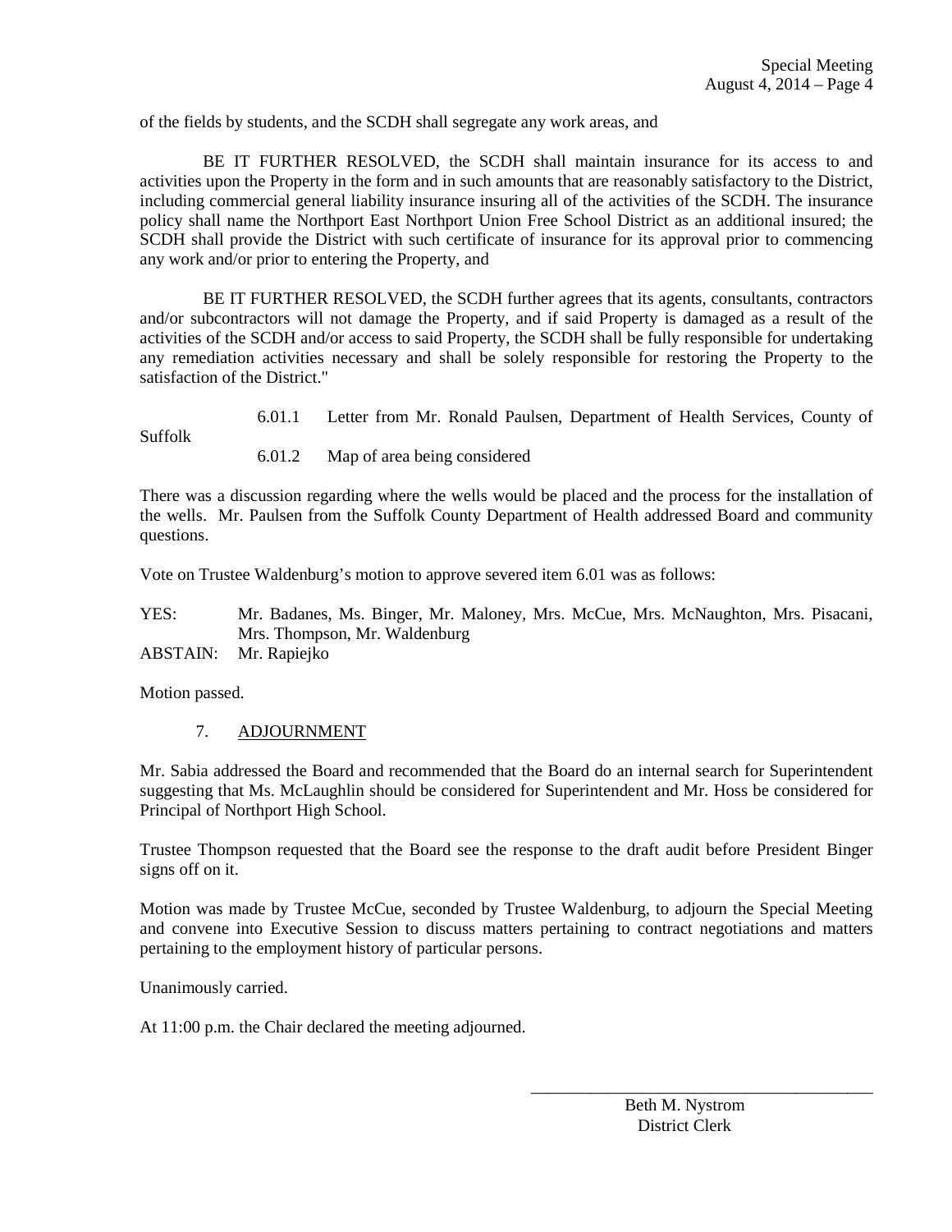of the fields by students, and the SCDH shall segregate any work areas, and

BE IT FURTHER RESOLVED, the SCDH shall maintain insurance for its access to and activities upon the Property in the form and in such amounts that are reasonably satisfactory to the District, including commercial general liability insurance insuring all of the activities of the SCDH. The insurance policy shall name the Northport East Northport Union Free School District as an additional insured; the SCDH shall provide the District with such certificate of insurance for its approval prior to commencing any work and/or prior to entering the Property, and

BE IT FURTHER RESOLVED, the SCDH further agrees that its agents, consultants, contractors and/or subcontractors will not damage the Property, and if said Property is damaged as a result of the activities of the SCDH and/or access to said Property, the SCDH shall be fully responsible for undertaking any remediation activities necessary and shall be solely responsible for restoring the Property to the satisfaction of the District."

6.01.1 Letter from Mr. Ronald Paulsen, Department of Health Services, County of Suffolk

6.01.2 Map of area being considered

There was a discussion regarding where the wells would be placed and the process for the installation of the wells. Mr. Paulsen from the Suffolk County Department of Health addressed Board and community questions.

Vote on Trustee Waldenburg's motion to approve severed item 6.01 was as follows:

YES: Mr. Badanes, Ms. Binger, Mr. Maloney, Mrs. McCue, Mrs. McNaughton, Mrs. Pisacani, Mrs. Thompson, Mr. Waldenburg

ABSTAIN: Mr. Rapiejko

Motion passed.

7. ADJOURNMENT

Mr. Sabia addressed the Board and recommended that the Board do an internal search for Superintendent suggesting that Ms. McLaughlin should be considered for Superintendent and Mr. Hoss be considered for Principal of Northport High School.

Trustee Thompson requested that the Board see the response to the draft audit before President Binger signs off on it.

Motion was made by Trustee McCue, seconded by Trustee Waldenburg, to adjourn the Special Meeting and convene into Executive Session to discuss matters pertaining to contract negotiations and matters pertaining to the employment history of particular persons.

Unanimously carried.

At 11:00 p.m. the Chair declared the meeting adjourned.

\_\_\_\_\_\_\_\_\_\_\_\_\_\_\_\_\_\_\_\_\_\_\_\_\_\_\_\_\_\_\_\_\_\_\_\_\_\_\_\_

Beth M. Nystrom
District Clerk